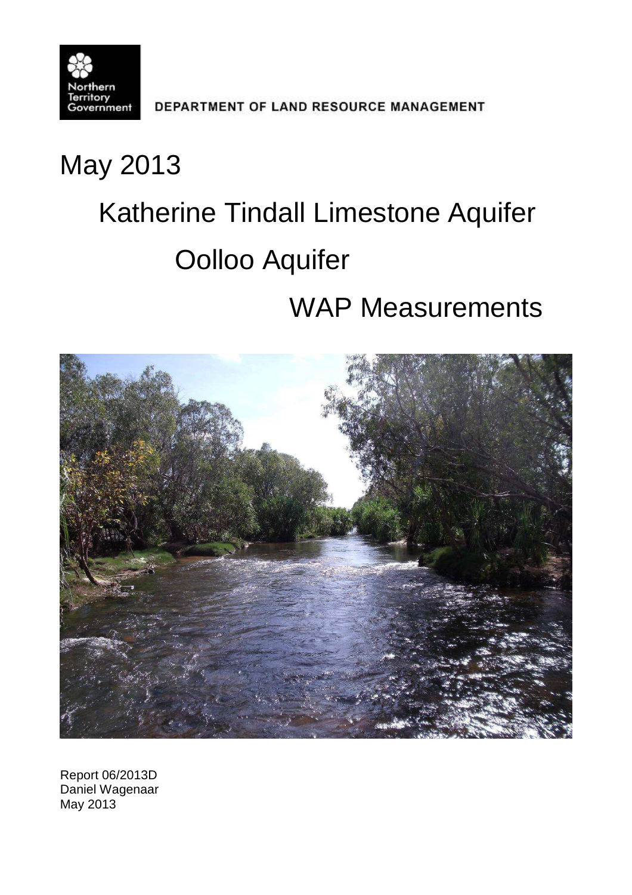Northern Territory Government

DEPARTMENT OF LAND RESOURCE MANAGEMENT

# May 2013

# Katherine Tindall Limestone Aquifer

# Oolloo Aquifer

# WAP Measurements

Report 06/2013D
Daniel Wagenaar
May 2013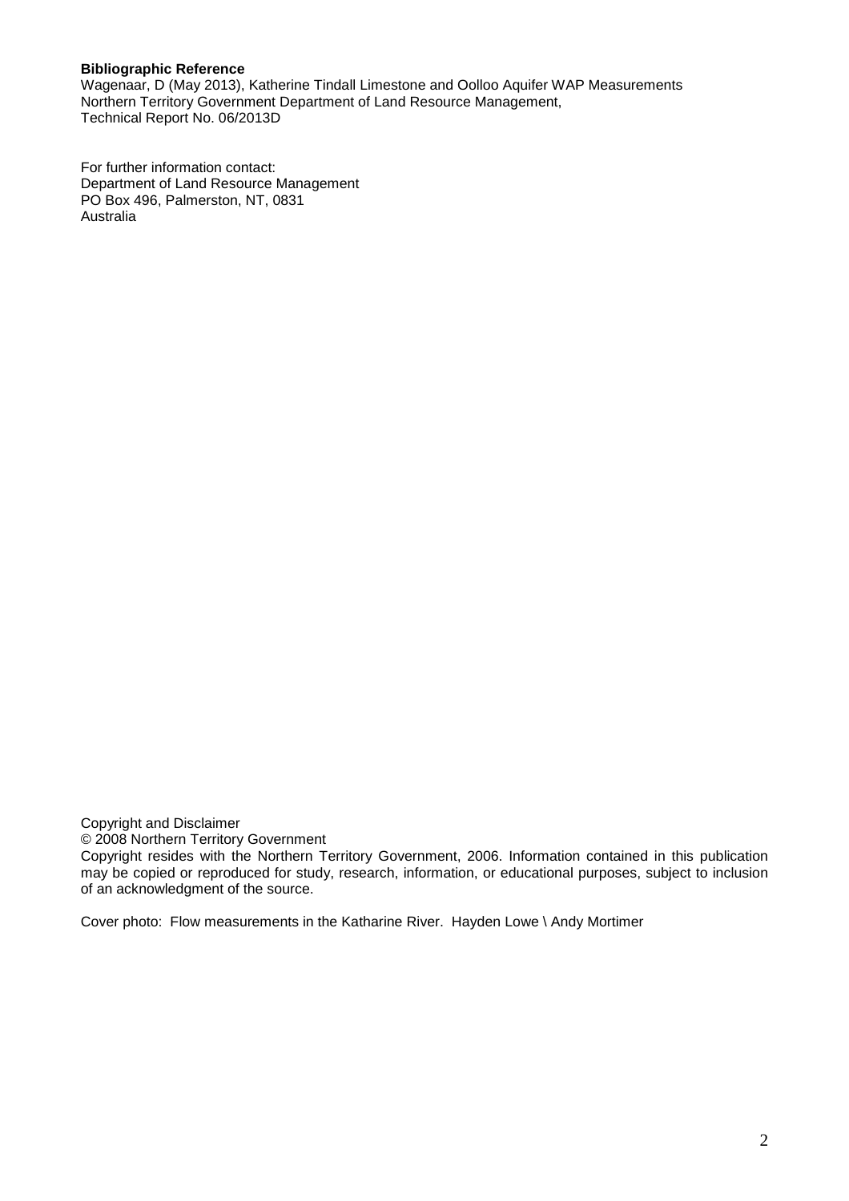**Bibliographic Reference**

Wagenaar, D (May 2013), Katherine Tindall Limestone and Oolloo Aquifer WAP Measurements
Northern Territory Government Department of Land Resource Management,
Technical Report No. 06/2013D

For further information contact:
Department of Land Resource Management
PO Box 496, Palmerston, NT, 0831
Australia

Copyright and Disclaimer
© 2008 Northern Territory Government
Copyright resides with the Northern Territory Government, 2006. Information contained in this publication may be copied or reproduced for study, research, information, or educational purposes, subject to inclusion of an acknowledgment of the source.

Cover photo: Flow measurements in the Katharine River. Hayden Lowe \ Andy Mortimer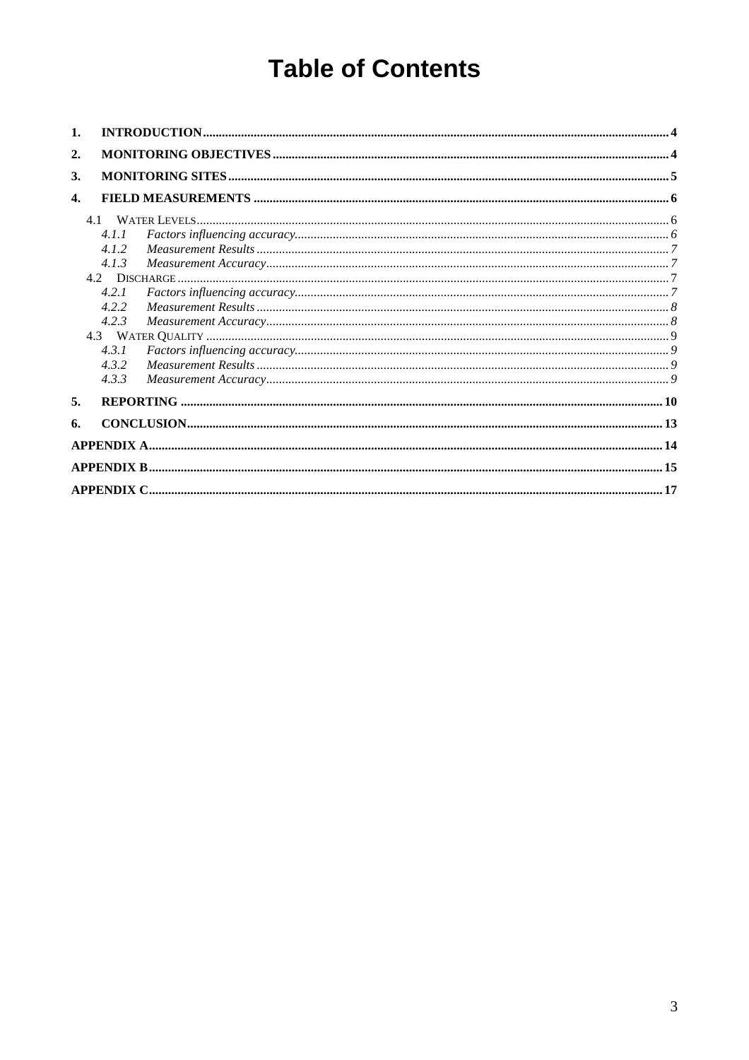# Table of Contents

1. **INTRODUCTION** ........ 4
2. **MONITORING OBJECTIVES** ........ 4
3. **MONITORING SITES** ........ 5
4. **FIELD MEASUREMENTS** ........ 6
   - 4.1 WATER LEVELS ........ 6
     - *4.1.1 Factors influencing accuracy* ........ 6
     - *4.1.2 Measurement Results* ........ 7
     - *4.1.3 Measurement Accuracy* ........ 7
   - 4.2 DISCHARGE ........ 7
     - *4.2.1 Factors influencing accuracy* ........ 7
     - *4.2.2 Measurement Results* ........ 8
     - *4.2.3 Measurement Accuracy* ........ 8
   - 4.3 WATER QUALITY ........ 9
     - *4.3.1 Factors influencing accuracy* ........ 9
     - *4.3.2 Measurement Results* ........ 9
     - *4.3.3 Measurement Accuracy* ........ 9
5. **REPORTING** ........ 10
6. **CONCLUSION** ........ 13

**APPENDIX A** ........ 14

**APPENDIX B** ........ 15

**APPENDIX C** ........ 17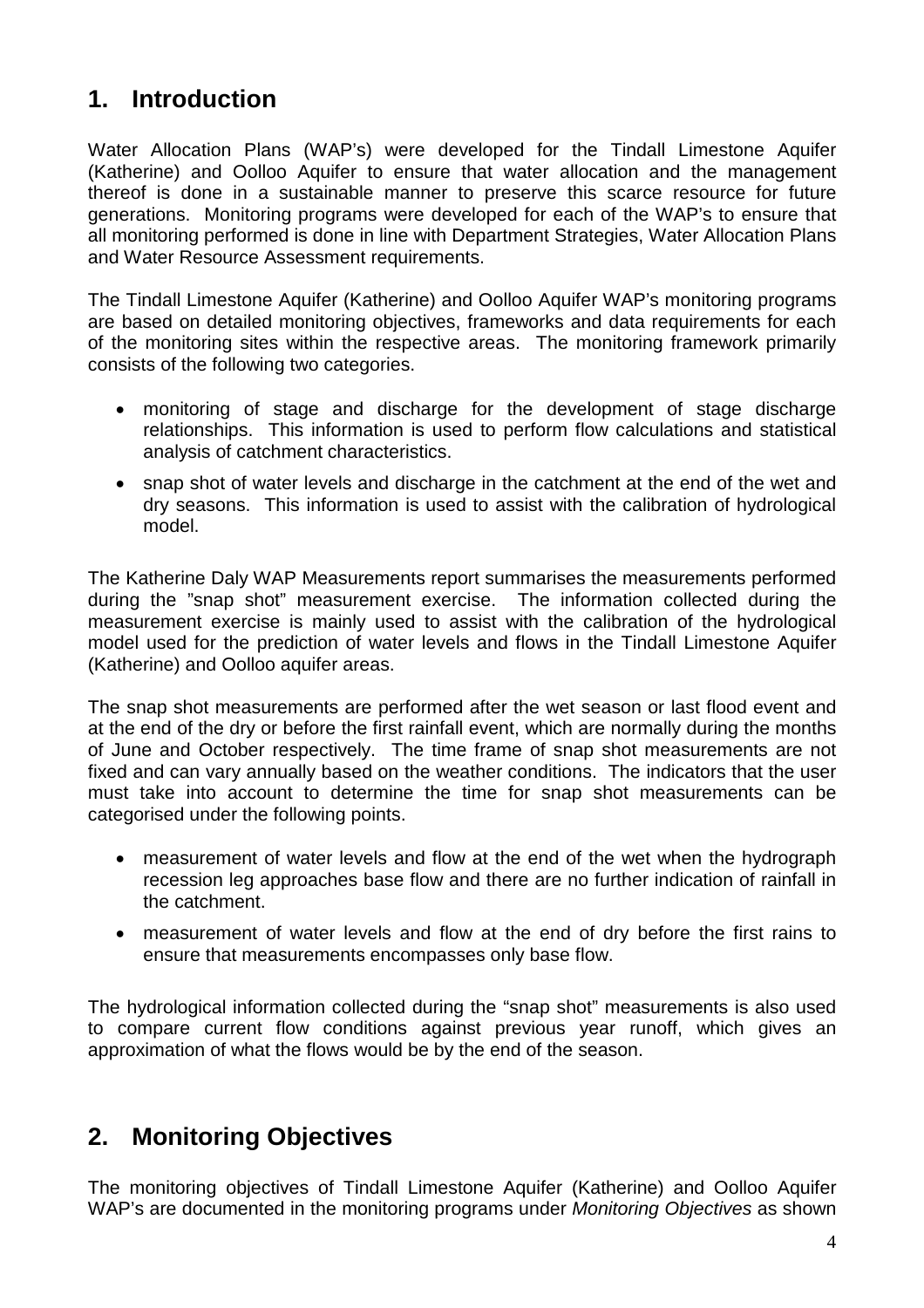## 1. Introduction

Water Allocation Plans (WAP's) were developed for the Tindall Limestone Aquifer (Katherine) and Oolloo Aquifer to ensure that water allocation and the management thereof is done in a sustainable manner to preserve this scarce resource for future generations. Monitoring programs were developed for each of the WAP's to ensure that all monitoring performed is done in line with Department Strategies, Water Allocation Plans and Water Resource Assessment requirements.

The Tindall Limestone Aquifer (Katherine) and Oolloo Aquifer WAP's monitoring programs are based on detailed monitoring objectives, frameworks and data requirements for each of the monitoring sites within the respective areas. The monitoring framework primarily consists of the following two categories.

- monitoring of stage and discharge for the development of stage discharge relationships. This information is used to perform flow calculations and statistical analysis of catchment characteristics.
- snap shot of water levels and discharge in the catchment at the end of the wet and dry seasons. This information is used to assist with the calibration of hydrological model.

The Katherine Daly WAP Measurements report summarises the measurements performed during the "snap shot" measurement exercise. The information collected during the measurement exercise is mainly used to assist with the calibration of the hydrological model used for the prediction of water levels and flows in the Tindall Limestone Aquifer (Katherine) and Oolloo aquifer areas.

The snap shot measurements are performed after the wet season or last flood event and at the end of the dry or before the first rainfall event, which are normally during the months of June and October respectively. The time frame of snap shot measurements are not fixed and can vary annually based on the weather conditions. The indicators that the user must take into account to determine the time for snap shot measurements can be categorised under the following points.

- measurement of water levels and flow at the end of the wet when the hydrograph recession leg approaches base flow and there are no further indication of rainfall in the catchment.
- measurement of water levels and flow at the end of dry before the first rains to ensure that measurements encompasses only base flow.

The hydrological information collected during the "snap shot" measurements is also used to compare current flow conditions against previous year runoff, which gives an approximation of what the flows would be by the end of the season.

## 2. Monitoring Objectives

The monitoring objectives of Tindall Limestone Aquifer (Katherine) and Oolloo Aquifer WAP's are documented in the monitoring programs under *Monitoring Objectives* as shown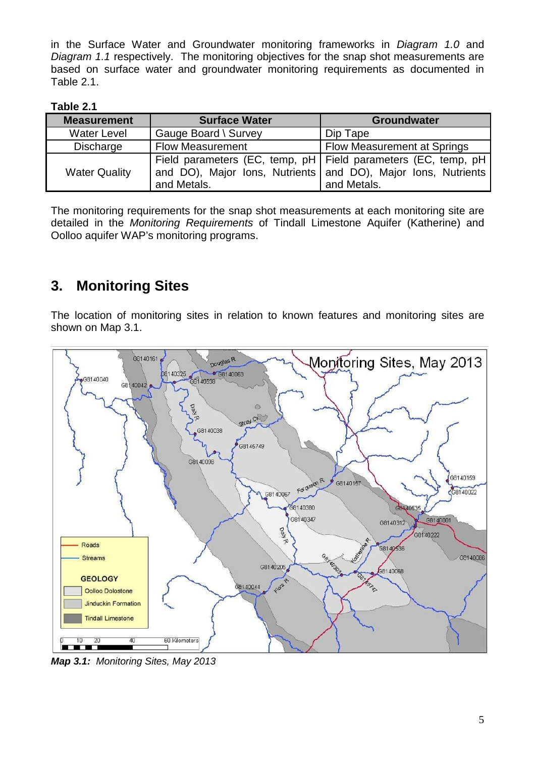in the Surface Water and Groundwater monitoring frameworks in *Diagram 1.0* and *Diagram 1.1* respectively. The monitoring objectives for the snap shot measurements are based on surface water and groundwater monitoring requirements as documented in Table 2.1.

**Table 2.1**

| Measurement | Surface Water | Groundwater |
|---|---|---|
| Water Level | Gauge Board \ Survey | Dip Tape |
| Discharge | Flow Measurement | Flow Measurement at Springs |
| Water Quality | Field parameters (EC, temp, pH and DO), Major Ions, Nutrients and Metals. | Field parameters (EC, temp, pH and DO), Major Ions, Nutrients and Metals. |

The monitoring requirements for the snap shot measurements at each monitoring site are detailed in the *Monitoring Requirements* of Tindall Limestone Aquifer (Katherine) and Oolloo aquifer WAP's monitoring programs.

## 3. Monitoring Sites

The location of monitoring sites in relation to known features and monitoring sites are shown on Map 3.1.

***Map 3.1:*** *Monitoring Sites, May 2013*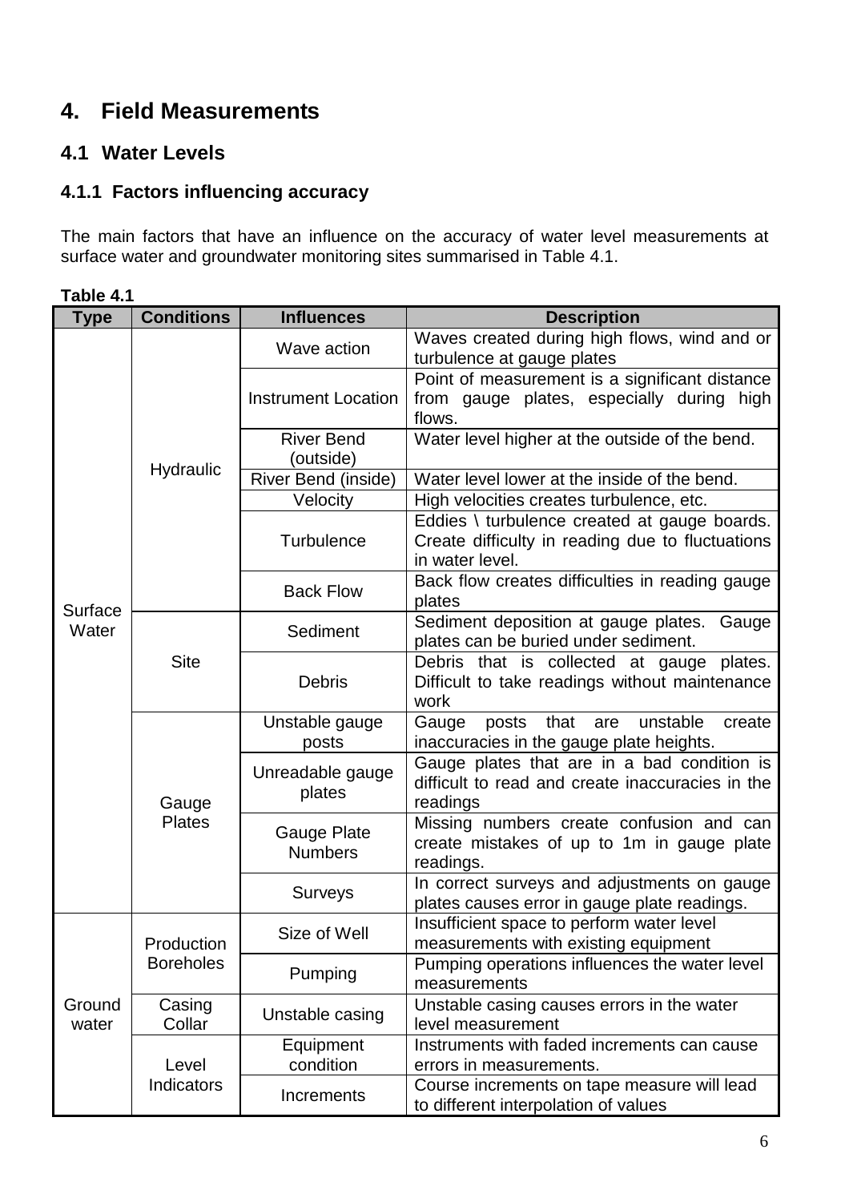# 4. Field Measurements

## 4.1 Water Levels

### 4.1.1 Factors influencing accuracy

The main factors that have an influence on the accuracy of water level measurements at surface water and groundwater monitoring sites summarised in Table 4.1.

**Table 4.1**

| Type | Conditions | Influences | Description |
|---|---|---|---|
| Surface Water | Hydraulic | Wave action | Waves created during high flows, wind and or turbulence at gauge plates |
| | | Instrument Location | Point of measurement is a significant distance from gauge plates, especially during high flows. |
| | | River Bend (outside) | Water level higher at the outside of the bend. |
| | | River Bend (inside) | Water level lower at the inside of the bend. |
| | | Velocity | High velocities creates turbulence, etc. |
| | | Turbulence | Eddies \ turbulence created at gauge boards. Create difficulty in reading due to fluctuations in water level. |
| | | Back Flow | Back flow creates difficulties in reading gauge plates |
| | Site | Sediment | Sediment deposition at gauge plates. Gauge plates can be buried under sediment. |
| | | Debris | Debris that is collected at gauge plates. Difficult to take readings without maintenance work |
| | Gauge Plates | Unstable gauge posts | Gauge posts that are unstable create inaccuracies in the gauge plate heights. |
| | | Unreadable gauge plates | Gauge plates that are in a bad condition is difficult to read and create inaccuracies in the readings |
| | | Gauge Plate Numbers | Missing numbers create confusion and can create mistakes of up to 1m in gauge plate readings. |
| | | Surveys | In correct surveys and adjustments on gauge plates causes error in gauge plate readings. |
| Ground water | Production Boreholes | Size of Well | Insufficient space to perform water level measurements with existing equipment |
| | | Pumping | Pumping operations influences the water level measurements |
| | Casing Collar | Unstable casing | Unstable casing causes errors in the water level measurement |
| | Level Indicators | Equipment condition | Instruments with faded increments can cause errors in measurements. |
| | | Increments | Course increments on tape measure will lead to different interpolation of values |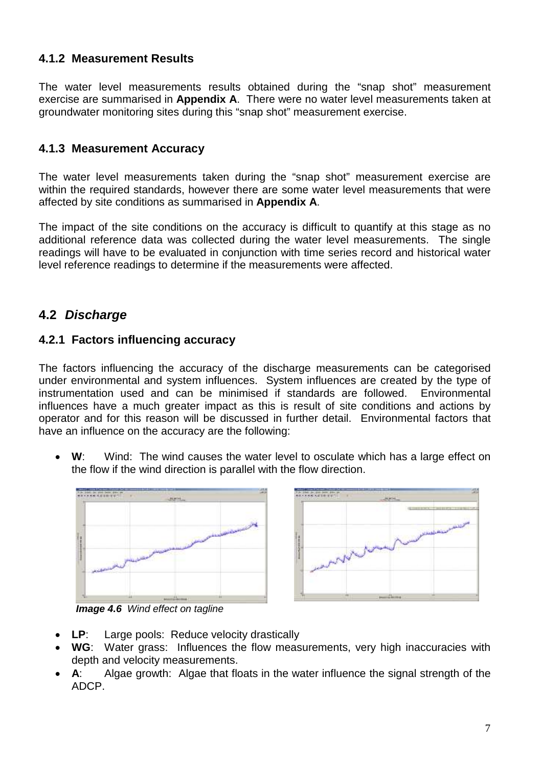### 4.1.2 Measurement Results

The water level measurements results obtained during the "snap shot" measurement exercise are summarised in **Appendix A**. There were no water level measurements taken at groundwater monitoring sites during this "snap shot" measurement exercise.

### 4.1.3 Measurement Accuracy

The water level measurements taken during the "snap shot" measurement exercise are within the required standards, however there are some water level measurements that were affected by site conditions as summarised in **Appendix A**.

The impact of the site conditions on the accuracy is difficult to quantify at this stage as no additional reference data was collected during the water level measurements. The single readings will have to be evaluated in conjunction with time series record and historical water level reference readings to determine if the measurements were affected.

## 4.2 *Discharge*

### 4.2.1 Factors influencing accuracy

The factors influencing the accuracy of the discharge measurements can be categorised under environmental and system influences. System influences are created by the type of instrumentation used and can be minimised if standards are followed. Environmental influences have a much greater impact as this is result of site conditions and actions by operator and for this reason will be discussed in further detail. Environmental factors that have an influence on the accuracy are the following:

- **W**: Wind: The wind causes the water level to osculate which has a large effect on the flow if the wind direction is parallel with the flow direction.

***Image 4.6*** *Wind effect on tagline*

- **LP**: Large pools: Reduce velocity drastically
- **WG**: Water grass: Influences the flow measurements, very high inaccuracies with depth and velocity measurements.
- **A**: Algae growth: Algae that floats in the water influence the signal strength of the ADCP.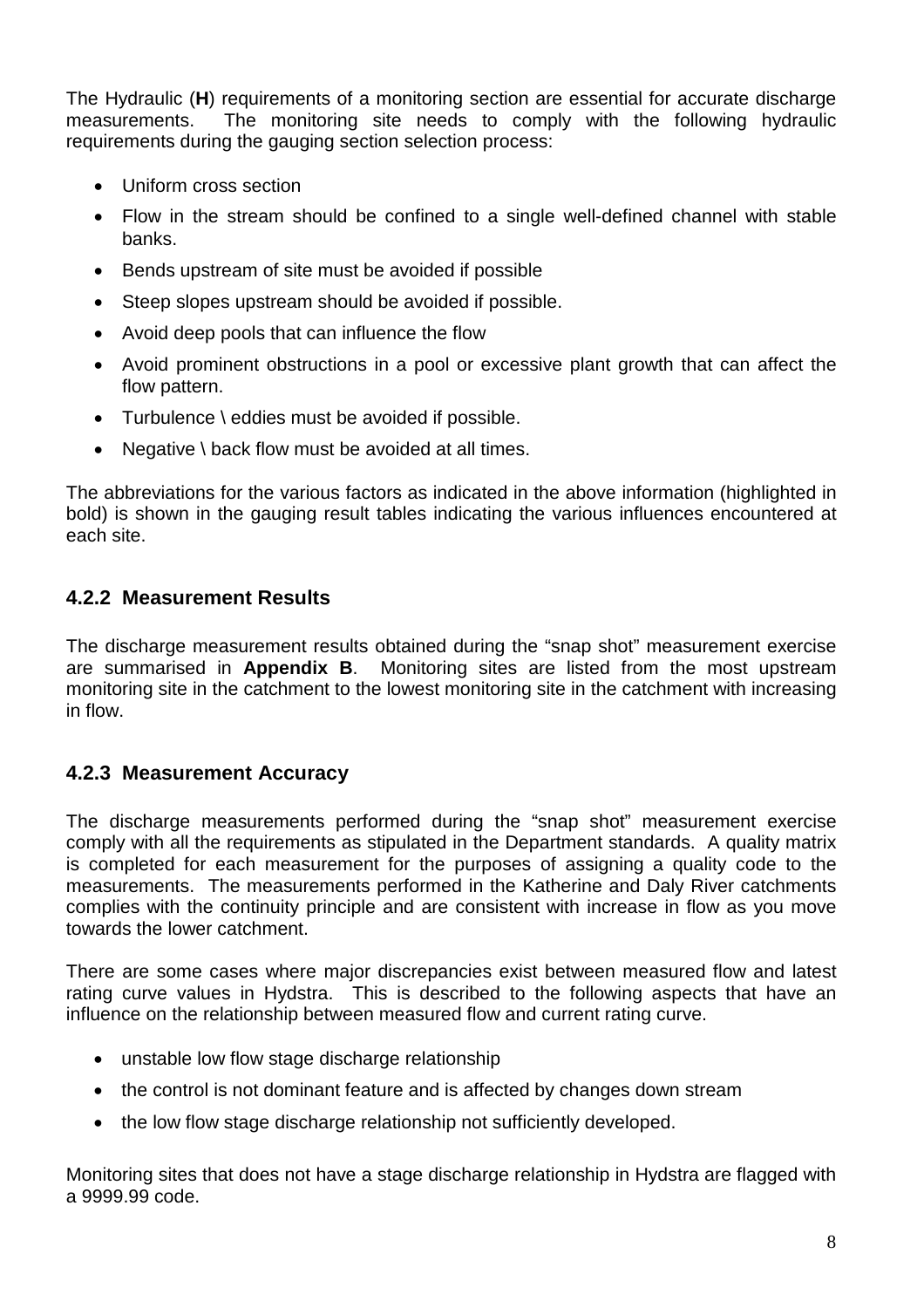The Hydraulic (**H**) requirements of a monitoring section are essential for accurate discharge measurements. The monitoring site needs to comply with the following hydraulic requirements during the gauging section selection process:

- Uniform cross section
- Flow in the stream should be confined to a single well-defined channel with stable banks.
- Bends upstream of site must be avoided if possible
- Steep slopes upstream should be avoided if possible.
- Avoid deep pools that can influence the flow
- Avoid prominent obstructions in a pool or excessive plant growth that can affect the flow pattern.
- Turbulence \ eddies must be avoided if possible.
- Negative \ back flow must be avoided at all times.

The abbreviations for the various factors as indicated in the above information (highlighted in bold) is shown in the gauging result tables indicating the various influences encountered at each site.

### 4.2.2 Measurement Results

The discharge measurement results obtained during the "snap shot" measurement exercise are summarised in **Appendix B**. Monitoring sites are listed from the most upstream monitoring site in the catchment to the lowest monitoring site in the catchment with increasing in flow.

### 4.2.3 Measurement Accuracy

The discharge measurements performed during the "snap shot" measurement exercise comply with all the requirements as stipulated in the Department standards. A quality matrix is completed for each measurement for the purposes of assigning a quality code to the measurements. The measurements performed in the Katherine and Daly River catchments complies with the continuity principle and are consistent with increase in flow as you move towards the lower catchment.

There are some cases where major discrepancies exist between measured flow and latest rating curve values in Hydstra. This is described to the following aspects that have an influence on the relationship between measured flow and current rating curve.

- unstable low flow stage discharge relationship
- the control is not dominant feature and is affected by changes down stream
- the low flow stage discharge relationship not sufficiently developed.

Monitoring sites that does not have a stage discharge relationship in Hydstra are flagged with a 9999.99 code.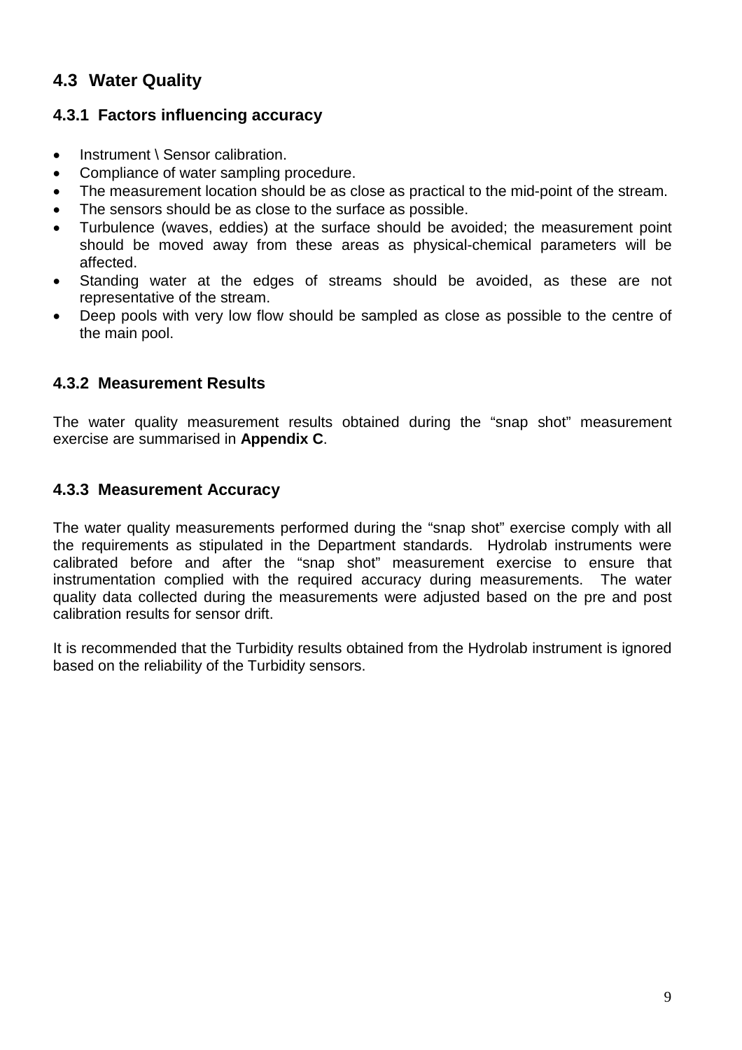## 4.3 Water Quality

### 4.3.1 Factors influencing accuracy

- Instrument \ Sensor calibration.
- Compliance of water sampling procedure.
- The measurement location should be as close as practical to the mid-point of the stream.
- The sensors should be as close to the surface as possible.
- Turbulence (waves, eddies) at the surface should be avoided; the measurement point should be moved away from these areas as physical-chemical parameters will be affected.
- Standing water at the edges of streams should be avoided, as these are not representative of the stream.
- Deep pools with very low flow should be sampled as close as possible to the centre of the main pool.

### 4.3.2 Measurement Results

The water quality measurement results obtained during the "snap shot" measurement exercise are summarised in **Appendix C**.

### 4.3.3 Measurement Accuracy

The water quality measurements performed during the "snap shot" exercise comply with all the requirements as stipulated in the Department standards. Hydrolab instruments were calibrated before and after the "snap shot" measurement exercise to ensure that instrumentation complied with the required accuracy during measurements. The water quality data collected during the measurements were adjusted based on the pre and post calibration results for sensor drift.

It is recommended that the Turbidity results obtained from the Hydrolab instrument is ignored based on the reliability of the Turbidity sensors.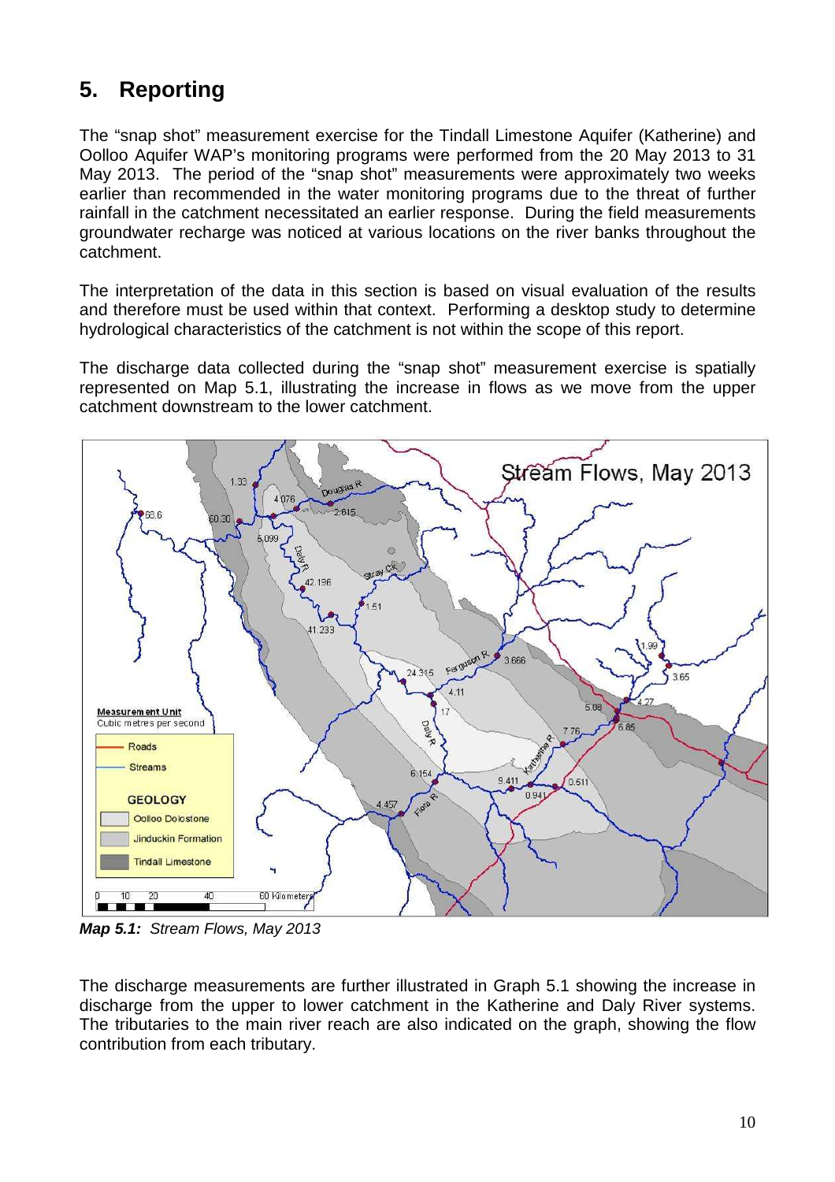# 5. Reporting

The "snap shot" measurement exercise for the Tindall Limestone Aquifer (Katherine) and Oolloo Aquifer WAP's monitoring programs were performed from the 20 May 2013 to 31 May 2013. The period of the "snap shot" measurements were approximately two weeks earlier than recommended in the water monitoring programs due to the threat of further rainfall in the catchment necessitated an earlier response. During the field measurements groundwater recharge was noticed at various locations on the river banks throughout the catchment.

The interpretation of the data in this section is based on visual evaluation of the results and therefore must be used within that context. Performing a desktop study to determine hydrological characteristics of the catchment is not within the scope of this report.

The discharge data collected during the "snap shot" measurement exercise is spatially represented on Map 5.1, illustrating the increase in flows as we move from the upper catchment downstream to the lower catchment.

***Map 5.1:*** *Stream Flows, May 2013*

The discharge measurements are further illustrated in Graph 5.1 showing the increase in discharge from the upper to lower catchment in the Katherine and Daly River systems. The tributaries to the main river reach are also indicated on the graph, showing the flow contribution from each tributary.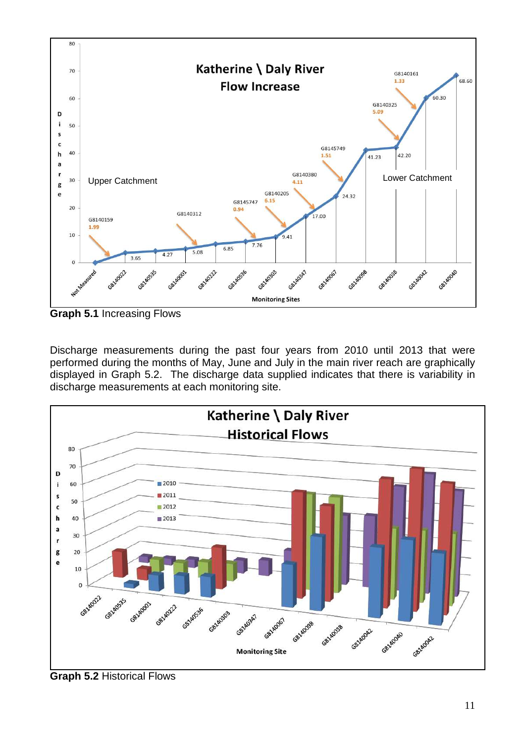**Graph 5.1** Increasing Flows

Discharge measurements during the past four years from 2010 until 2013 that were performed during the months of May, June and July in the main river reach are graphically displayed in Graph 5.2. The discharge data supplied indicates that there is variability in discharge measurements at each monitoring site.

**Graph 5.2** Historical Flows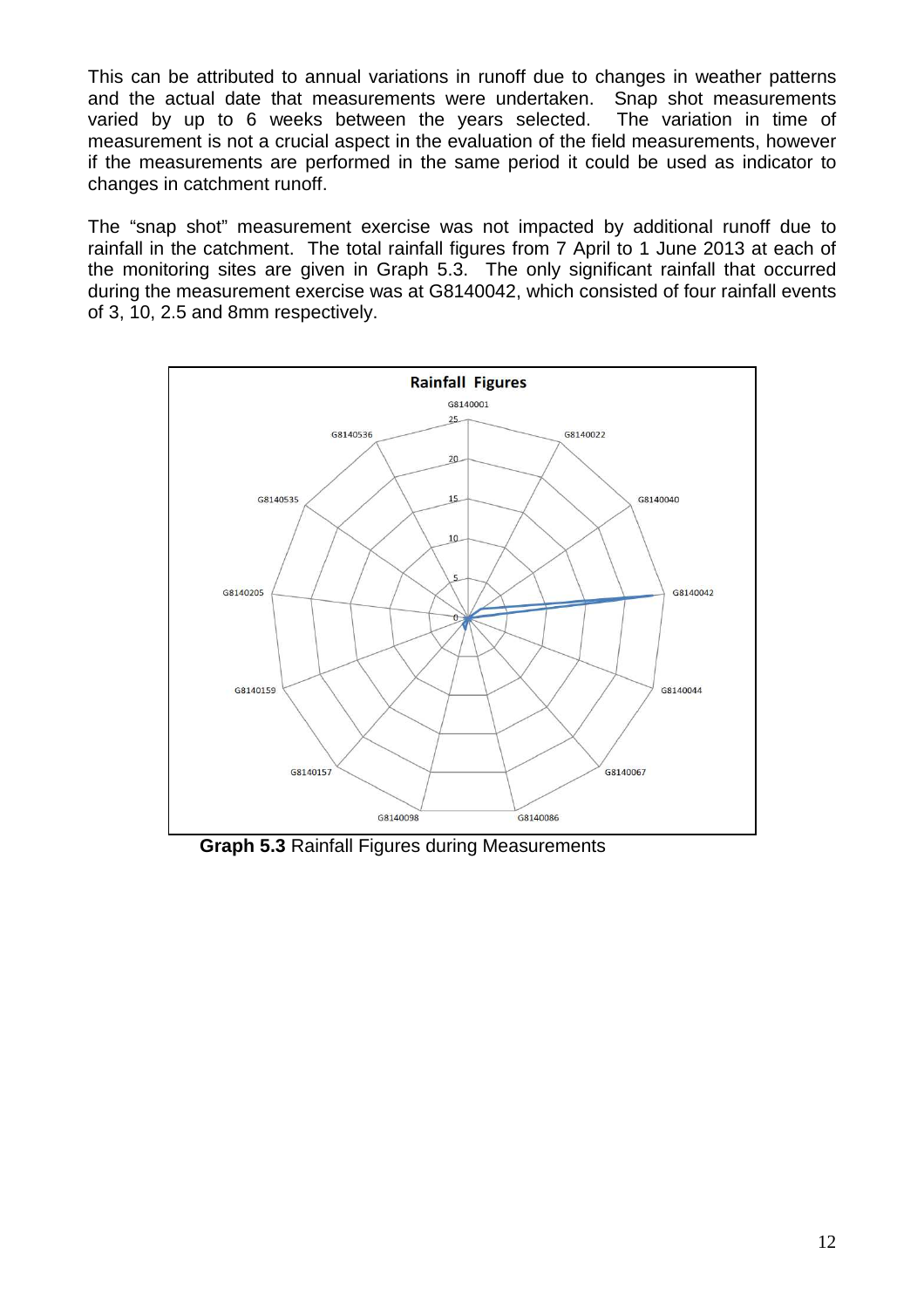This can be attributed to annual variations in runoff due to changes in weather patterns and the actual date that measurements were undertaken. Snap shot measurements varied by up to 6 weeks between the years selected. The variation in time of measurement is not a crucial aspect in the evaluation of the field measurements, however if the measurements are performed in the same period it could be used as indicator to changes in catchment runoff.

The "snap shot" measurement exercise was not impacted by additional runoff due to rainfall in the catchment. The total rainfall figures from 7 April to 1 June 2013 at each of the monitoring sites are given in Graph 5.3. The only significant rainfall that occurred during the measurement exercise was at G8140042, which consisted of four rainfall events of 3, 10, 2.5 and 8mm respectively.

**Graph 5.3** Rainfall Figures during Measurements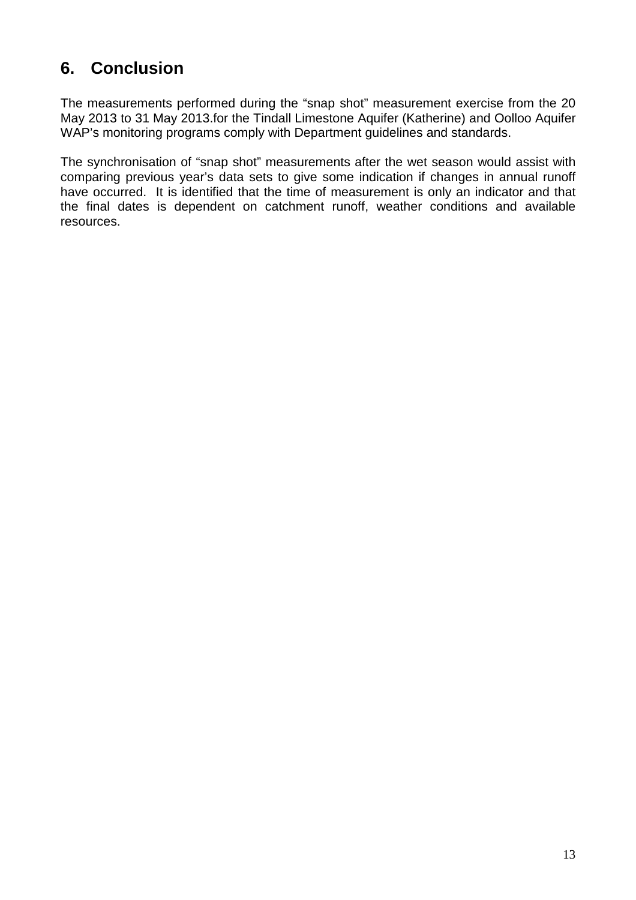# 6. Conclusion

The measurements performed during the “snap shot” measurement exercise from the 20 May 2013 to 31 May 2013.for the Tindall Limestone Aquifer (Katherine) and Oolloo Aquifer WAP’s monitoring programs comply with Department guidelines and standards.

The synchronisation of “snap shot” measurements after the wet season would assist with comparing previous year’s data sets to give some indication if changes in annual runoff have occurred. It is identified that the time of measurement is only an indicator and that the final dates is dependent on catchment runoff, weather conditions and available resources.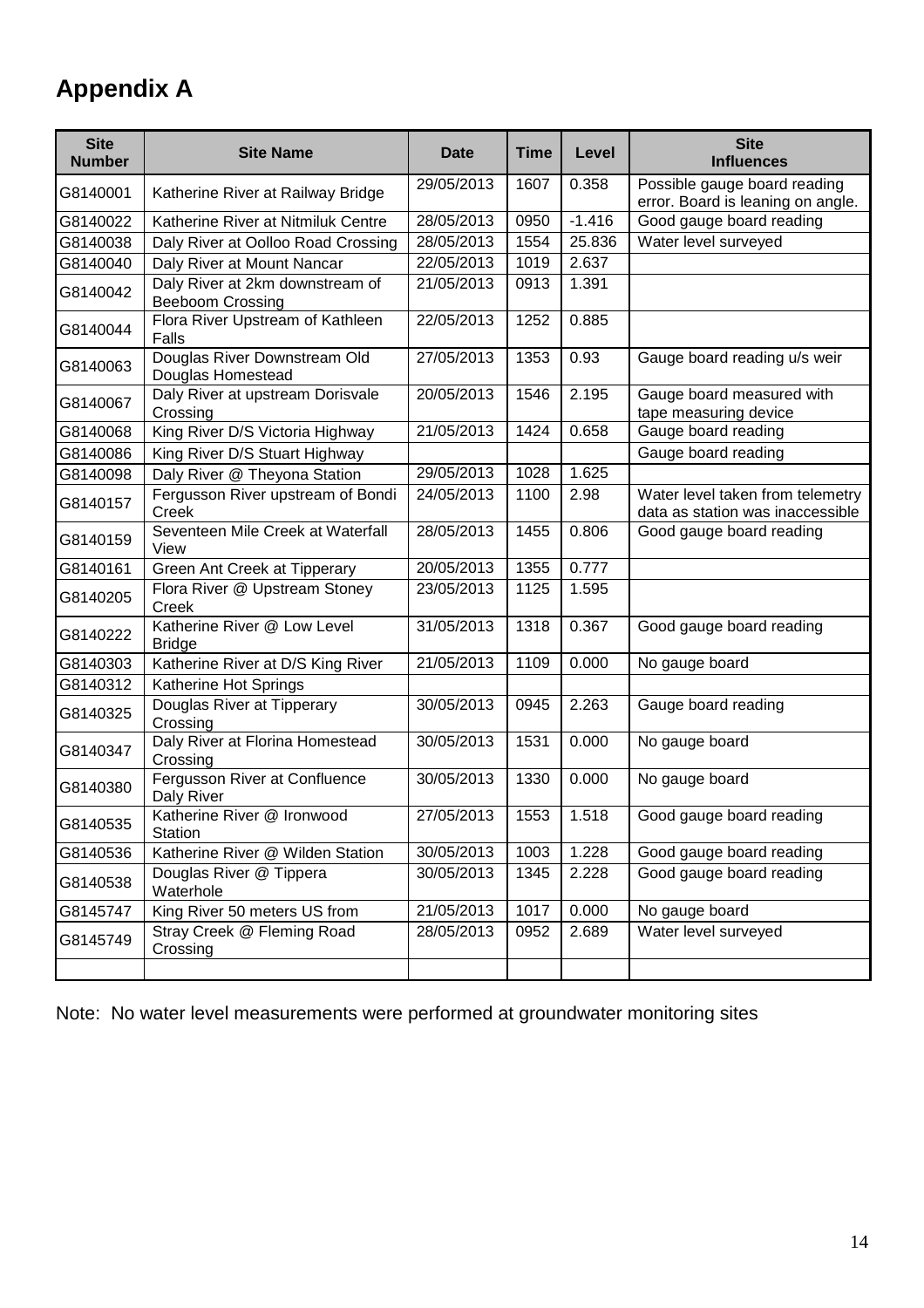# Appendix A

| Site Number | Site Name | Date | Time | Level | Site Influences |
|---|---|---|---|---|---|
| G8140001 | Katherine River at Railway Bridge | 29/05/2013 | 1607 | 0.358 | Possible gauge board reading error. Board is leaning on angle. |
| G8140022 | Katherine River at Nitmiluk Centre | 28/05/2013 | 0950 | -1.416 | Good gauge board reading |
| G8140038 | Daly River at Oolloo Road Crossing | 28/05/2013 | 1554 | 25.836 | Water level surveyed |
| G8140040 | Daly River at Mount Nancar | 22/05/2013 | 1019 | 2.637 | |
| G8140042 | Daly River at 2km downstream of Beeboom Crossing | 21/05/2013 | 0913 | 1.391 | |
| G8140044 | Flora River Upstream of Kathleen Falls | 22/05/2013 | 1252 | 0.885 | |
| G8140063 | Douglas River Downstream Old Douglas Homestead | 27/05/2013 | 1353 | 0.93 | Gauge board reading u/s weir |
| G8140067 | Daly River at upstream Dorisvale Crossing | 20/05/2013 | 1546 | 2.195 | Gauge board measured with tape measuring device |
| G8140068 | King River D/S Victoria Highway | 21/05/2013 | 1424 | 0.658 | Gauge board reading |
| G8140086 | King River D/S Stuart Highway | | | | Gauge board reading |
| G8140098 | Daly River @ Theyona Station | 29/05/2013 | 1028 | 1.625 | |
| G8140157 | Fergusson River upstream of Bondi Creek | 24/05/2013 | 1100 | 2.98 | Water level taken from telemetry data as station was inaccessible |
| G8140159 | Seventeen Mile Creek at Waterfall View | 28/05/2013 | 1455 | 0.806 | Good gauge board reading |
| G8140161 | Green Ant Creek at Tipperary | 20/05/2013 | 1355 | 0.777 | |
| G8140205 | Flora River @ Upstream Stoney Creek | 23/05/2013 | 1125 | 1.595 | |
| G8140222 | Katherine River @ Low Level Bridge | 31/05/2013 | 1318 | 0.367 | Good gauge board reading |
| G8140303 | Katherine River at D/S King River | 21/05/2013 | 1109 | 0.000 | No gauge board |
| G8140312 | Katherine Hot Springs | | | | |
| G8140325 | Douglas River at Tipperary Crossing | 30/05/2013 | 0945 | 2.263 | Gauge board reading |
| G8140347 | Daly River at Florina Homestead Crossing | 30/05/2013 | 1531 | 0.000 | No gauge board |
| G8140380 | Fergusson River at Confluence Daly River | 30/05/2013 | 1330 | 0.000 | No gauge board |
| G8140535 | Katherine River @ Ironwood Station | 27/05/2013 | 1553 | 1.518 | Good gauge board reading |
| G8140536 | Katherine River @ Wilden Station | 30/05/2013 | 1003 | 1.228 | Good gauge board reading |
| G8140538 | Douglas River @ Tippera Waterhole | 30/05/2013 | 1345 | 2.228 | Good gauge board reading |
| G8145747 | King River 50 meters US from | 21/05/2013 | 1017 | 0.000 | No gauge board |
| G8145749 | Stray Creek @ Fleming Road Crossing | 28/05/2013 | 0952 | 2.689 | Water level surveyed |
| | | | | | |

Note: No water level measurements were performed at groundwater monitoring sites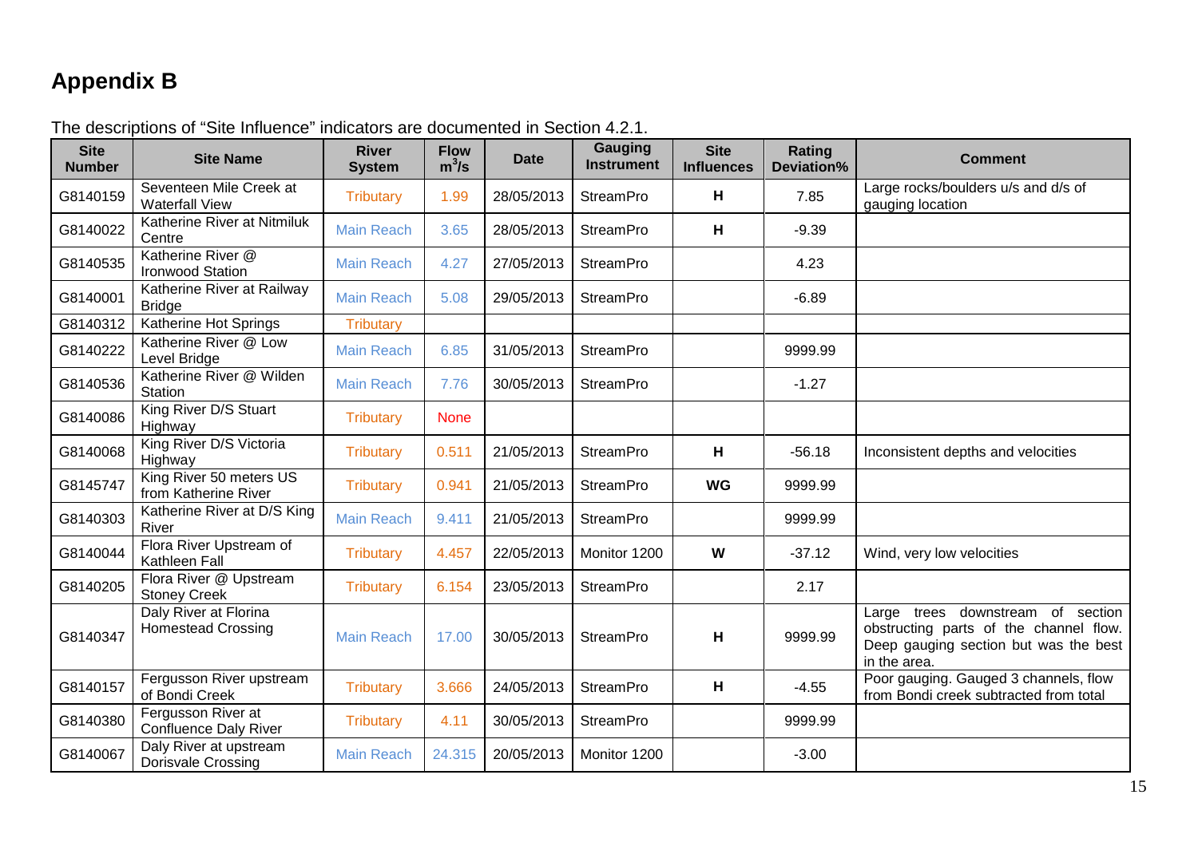# Appendix B

The descriptions of "Site Influence" indicators are documented in Section 4.2.1.

| Site Number | Site Name | River System | Flow $m^3/s$ | Date | Gauging Instrument | Site Influences | Rating Deviation% | Comment |
|---|---|---|---|---|---|---|---|---|
| G8140159 | Seventeen Mile Creek at Waterfall View | Tributary | 1.99 | 28/05/2013 | StreamPro | **H** | 7.85 | Large rocks/boulders u/s and d/s of gauging location |
| G8140022 | Katherine River at Nitmiluk Centre | Main Reach | 3.65 | 28/05/2013 | StreamPro | **H** | -9.39 | |
| G8140535 | Katherine River @ Ironwood Station | Main Reach | 4.27 | 27/05/2013 | StreamPro | | 4.23 | |
| G8140001 | Katherine River at Railway Bridge | Main Reach | 5.08 | 29/05/2013 | StreamPro | | -6.89 | |
| G8140312 | Katherine Hot Springs | Tributary | | | | | | |
| G8140222 | Katherine River @ Low Level Bridge | Main Reach | 6.85 | 31/05/2013 | StreamPro | | 9999.99 | |
| G8140536 | Katherine River @ Wilden Station | Main Reach | 7.76 | 30/05/2013 | StreamPro | | -1.27 | |
| G8140086 | King River D/S Stuart Highway | Tributary | None | | | | | |
| G8140068 | King River D/S Victoria Highway | Tributary | 0.511 | 21/05/2013 | StreamPro | **H** | -56.18 | Inconsistent depths and velocities |
| G8145747 | King River 50 meters US from Katherine River | Tributary | 0.941 | 21/05/2013 | StreamPro | **WG** | 9999.99 | |
| G8140303 | Katherine River at D/S King River | Main Reach | 9.411 | 21/05/2013 | StreamPro | | 9999.99 | |
| G8140044 | Flora River Upstream of Kathleen Fall | Tributary | 4.457 | 22/05/2013 | Monitor 1200 | **W** | -37.12 | Wind, very low velocities |
| G8140205 | Flora River @ Upstream Stoney Creek | Tributary | 6.154 | 23/05/2013 | StreamPro | | 2.17 | |
| G8140347 | Daly River at Florina Homestead Crossing | Main Reach | 17.00 | 30/05/2013 | StreamPro | **H** | 9999.99 | Large trees downstream of section obstructing parts of the channel flow. Deep gauging section but was the best in the area. |
| G8140157 | Fergusson River upstream of Bondi Creek | Tributary | 3.666 | 24/05/2013 | StreamPro | **H** | -4.55 | Poor gauging. Gauged 3 channels, flow from Bondi creek subtracted from total |
| G8140380 | Fergusson River at Confluence Daly River | Tributary | 4.11 | 30/05/2013 | StreamPro | | 9999.99 | |
| G8140067 | Daly River at upstream Dorisvale Crossing | Main Reach | 24.315 | 20/05/2013 | Monitor 1200 | | -3.00 | |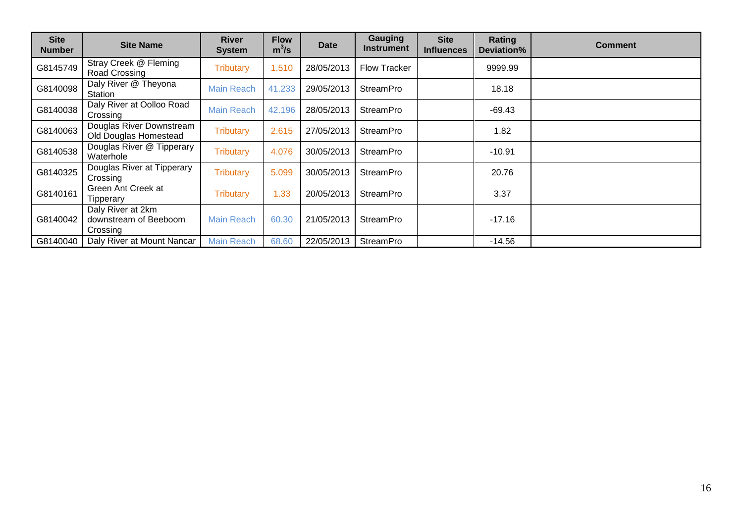| Site Number | Site Name | River System | Flow $m^3/s$ | Date | Gauging Instrument | Site Influences | Rating Deviation% | Comment |
|---|---|---|---|---|---|---|---|---|
| G8145749 | Stray Creek @ Fleming Road Crossing | Tributary | 1.510 | 28/05/2013 | Flow Tracker | | 9999.99 | |
| G8140098 | Daly River @ Theyona Station | Main Reach | 41.233 | 29/05/2013 | StreamPro | | 18.18 | |
| G8140038 | Daly River at Oolloo Road Crossing | Main Reach | 42.196 | 28/05/2013 | StreamPro | | -69.43 | |
| G8140063 | Douglas River Downstream Old Douglas Homestead | Tributary | 2.615 | 27/05/2013 | StreamPro | | 1.82 | |
| G8140538 | Douglas River @ Tipperary Waterhole | Tributary | 4.076 | 30/05/2013 | StreamPro | | -10.91 | |
| G8140325 | Douglas River at Tipperary Crossing | Tributary | 5.099 | 30/05/2013 | StreamPro | | 20.76 | |
| G8140161 | Green Ant Creek at Tipperary | Tributary | 1.33 | 20/05/2013 | StreamPro | | 3.37 | |
| G8140042 | Daly River at 2km downstream of Beeboom Crossing | Main Reach | 60.30 | 21/05/2013 | StreamPro | | -17.16 | |
| G8140040 | Daly River at Mount Nancar | Main Reach | 68.60 | 22/05/2013 | StreamPro | | -14.56 | |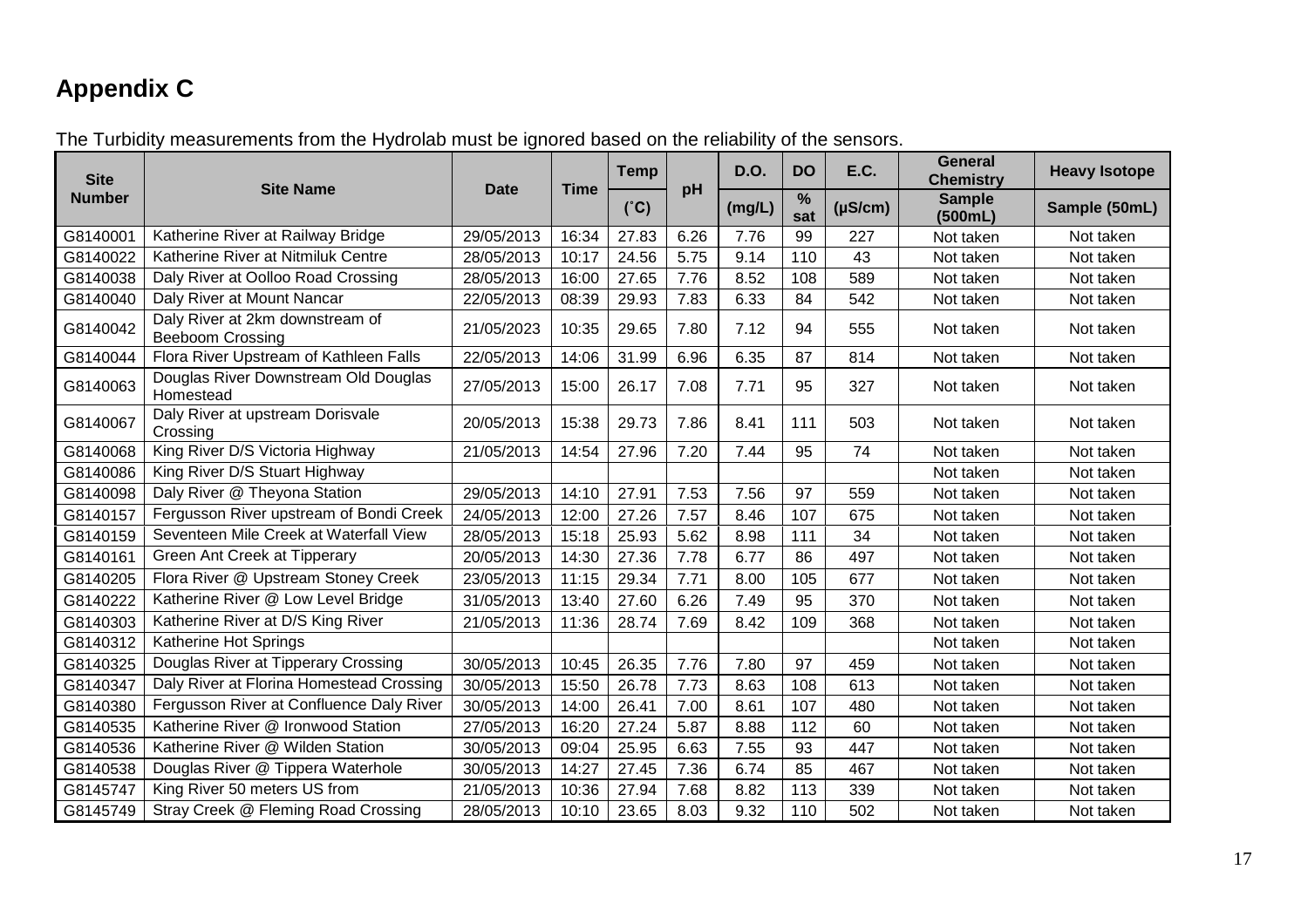# Appendix C

The Turbidity measurements from the Hydrolab must be ignored based on the reliability of the sensors.

| Site Number | Site Name | Date | Time | Temp | pH | D.O. | DO | E.C. | General Chemistry | Heavy Isotope |
|---|---|---|---|---|---|---|---|---|---|---|
| | | | | (˚C) | | (mg/L) | % sat | (µS/cm) | Sample (500mL) | Sample (50mL) |
| G8140001 | Katherine River at Railway Bridge | 29/05/2013 | 16:34 | 27.83 | 6.26 | 7.76 | 99 | 227 | Not taken | Not taken |
| G8140022 | Katherine River at Nitmiluk Centre | 28/05/2013 | 10:17 | 24.56 | 5.75 | 9.14 | 110 | 43 | Not taken | Not taken |
| G8140038 | Daly River at Oolloo Road Crossing | 28/05/2013 | 16:00 | 27.65 | 7.76 | 8.52 | 108 | 589 | Not taken | Not taken |
| G8140040 | Daly River at Mount Nancar | 22/05/2013 | 08:39 | 29.93 | 7.83 | 6.33 | 84 | 542 | Not taken | Not taken |
| G8140042 | Daly River at 2km downstream of Beeboom Crossing | 21/05/2023 | 10:35 | 29.65 | 7.80 | 7.12 | 94 | 555 | Not taken | Not taken |
| G8140044 | Flora River Upstream of Kathleen Falls | 22/05/2013 | 14:06 | 31.99 | 6.96 | 6.35 | 87 | 814 | Not taken | Not taken |
| G8140063 | Douglas River Downstream Old Douglas Homestead | 27/05/2013 | 15:00 | 26.17 | 7.08 | 7.71 | 95 | 327 | Not taken | Not taken |
| G8140067 | Daly River at upstream Dorisvale Crossing | 20/05/2013 | 15:38 | 29.73 | 7.86 | 8.41 | 111 | 503 | Not taken | Not taken |
| G8140068 | King River D/S Victoria Highway | 21/05/2013 | 14:54 | 27.96 | 7.20 | 7.44 | 95 | 74 | Not taken | Not taken |
| G8140086 | King River D/S Stuart Highway | | | | | | | | Not taken | Not taken |
| G8140098 | Daly River @ Theyona Station | 29/05/2013 | 14:10 | 27.91 | 7.53 | 7.56 | 97 | 559 | Not taken | Not taken |
| G8140157 | Fergusson River upstream of Bondi Creek | 24/05/2013 | 12:00 | 27.26 | 7.57 | 8.46 | 107 | 675 | Not taken | Not taken |
| G8140159 | Seventeen Mile Creek at Waterfall View | 28/05/2013 | 15:18 | 25.93 | 5.62 | 8.98 | 111 | 34 | Not taken | Not taken |
| G8140161 | Green Ant Creek at Tipperary | 20/05/2013 | 14:30 | 27.36 | 7.78 | 6.77 | 86 | 497 | Not taken | Not taken |
| G8140205 | Flora River @ Upstream Stoney Creek | 23/05/2013 | 11:15 | 29.34 | 7.71 | 8.00 | 105 | 677 | Not taken | Not taken |
| G8140222 | Katherine River @ Low Level Bridge | 31/05/2013 | 13:40 | 27.60 | 6.26 | 7.49 | 95 | 370 | Not taken | Not taken |
| G8140303 | Katherine River at D/S King River | 21/05/2013 | 11:36 | 28.74 | 7.69 | 8.42 | 109 | 368 | Not taken | Not taken |
| G8140312 | Katherine Hot Springs | | | | | | | | Not taken | Not taken |
| G8140325 | Douglas River at Tipperary Crossing | 30/05/2013 | 10:45 | 26.35 | 7.76 | 7.80 | 97 | 459 | Not taken | Not taken |
| G8140347 | Daly River at Florina Homestead Crossing | 30/05/2013 | 15:50 | 26.78 | 7.73 | 8.63 | 108 | 613 | Not taken | Not taken |
| G8140380 | Fergusson River at Confluence Daly River | 30/05/2013 | 14:00 | 26.41 | 7.00 | 8.61 | 107 | 480 | Not taken | Not taken |
| G8140535 | Katherine River @ Ironwood Station | 27/05/2013 | 16:20 | 27.24 | 5.87 | 8.88 | 112 | 60 | Not taken | Not taken |
| G8140536 | Katherine River @ Wilden Station | 30/05/2013 | 09:04 | 25.95 | 6.63 | 7.55 | 93 | 447 | Not taken | Not taken |
| G8140538 | Douglas River @ Tippera Waterhole | 30/05/2013 | 14:27 | 27.45 | 7.36 | 6.74 | 85 | 467 | Not taken | Not taken |
| G8145747 | King River 50 meters US from | 21/05/2013 | 10:36 | 27.94 | 7.68 | 8.82 | 113 | 339 | Not taken | Not taken |
| G8145749 | Stray Creek @ Fleming Road Crossing | 28/05/2013 | 10:10 | 23.65 | 8.03 | 9.32 | 110 | 502 | Not taken | Not taken |